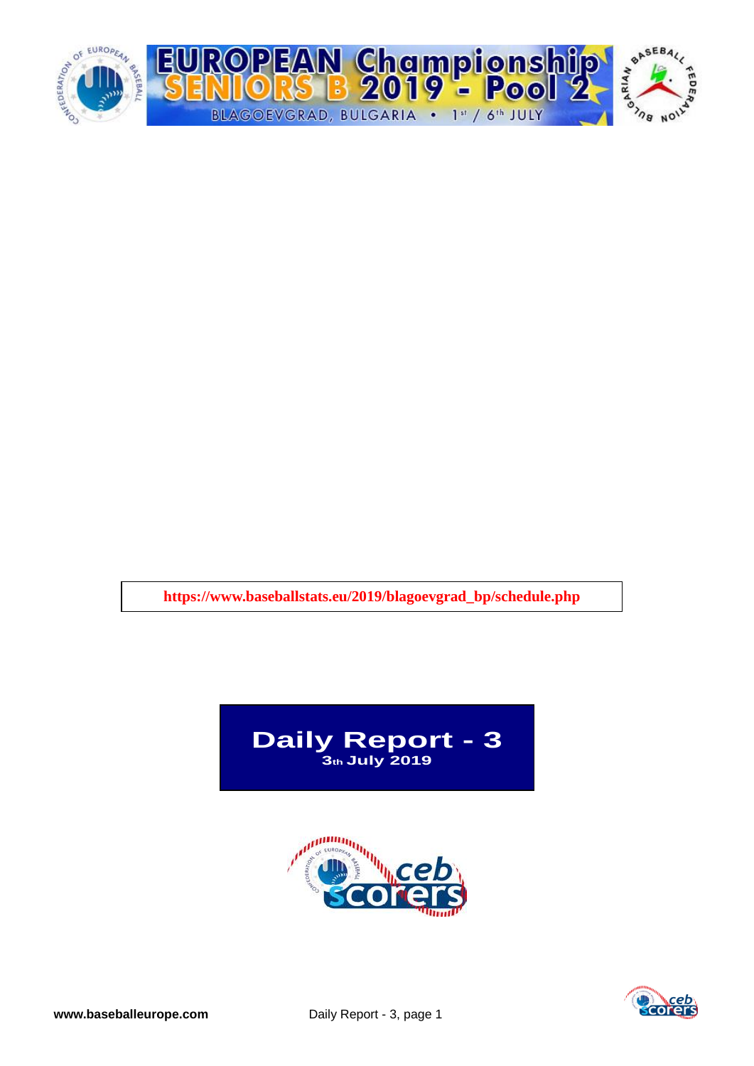# EUROPEAN Championship SENIORS B 2019 - Pool 2

BLAGOEVGRAD, BULGARIA • 1st / 6th JULY

https://www.baseballstats.eu/2019/blagoevgrad_bp/schedule.php

## Daily Report - 3

**3th July 2019**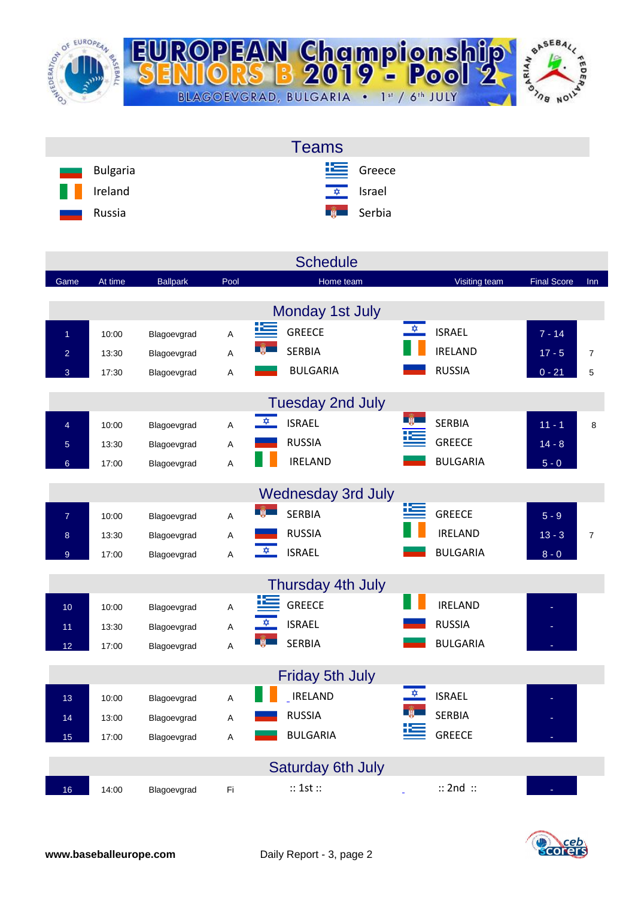# EUROPEAN Championship SENIORS B 2019 - Pool 2

BLAGOEVGRAD, BULGARIA • 1st / 6th JULY

## Teams

| | |
|---|---|
| Bulgaria | Greece |
| Ireland | Israel |
| Russia | Serbia |

## Schedule

| Game | At time | Ballpark | Pool | Home team | Visiting team | Final Score | Inn |
|---|---|---|---|---|---|---|---|
| **Monday 1st July** | | | | | | | |
| 1 | 10:00 | Blagoevgrad | A | GREECE | ISRAEL | 7 - 14 | |
| 2 | 13:30 | Blagoevgrad | A | SERBIA | IRELAND | 17 - 5 | 7 |
| 3 | 17:30 | Blagoevgrad | A | BULGARIA | RUSSIA | 0 - 21 | 5 |
| **Tuesday 2nd July** | | | | | | | |
| 4 | 10:00 | Blagoevgrad | A | ISRAEL | SERBIA | 11 - 1 | 8 |
| 5 | 13:30 | Blagoevgrad | A | RUSSIA | GREECE | 14 - 8 | |
| 6 | 17:00 | Blagoevgrad | A | IRELAND | BULGARIA | 5 - 0 | |
| **Wednesday 3rd July** | | | | | | | |
| 7 | 10:00 | Blagoevgrad | A | SERBIA | GREECE | 5 - 9 | |
| 8 | 13:30 | Blagoevgrad | A | RUSSIA | IRELAND | 13 - 3 | 7 |
| 9 | 17:00 | Blagoevgrad | A | ISRAEL | BULGARIA | 8 - 0 | |
| **Thursday 4th July** | | | | | | | |
| 10 | 10:00 | Blagoevgrad | A | GREECE | IRELAND | - | |
| 11 | 13:30 | Blagoevgrad | A | ISRAEL | RUSSIA | - | |
| 12 | 17:00 | Blagoevgrad | A | SERBIA | BULGARIA | - | |
| **Friday 5th July** | | | | | | | |
| 13 | 10:00 | Blagoevgrad | A | IRELAND | ISRAEL | - | |
| 14 | 13:00 | Blagoevgrad | A | RUSSIA | SERBIA | - | |
| 15 | 17:00 | Blagoevgrad | A | BULGARIA | GREECE | - | |
| **Saturday 6th July** | | | | | | | |
| 16 | 14:00 | Blagoevgrad | Fi | :: 1st :: | :: 2nd :: | - | |

**www.baseballeurope.com** Daily Report - 3, page 2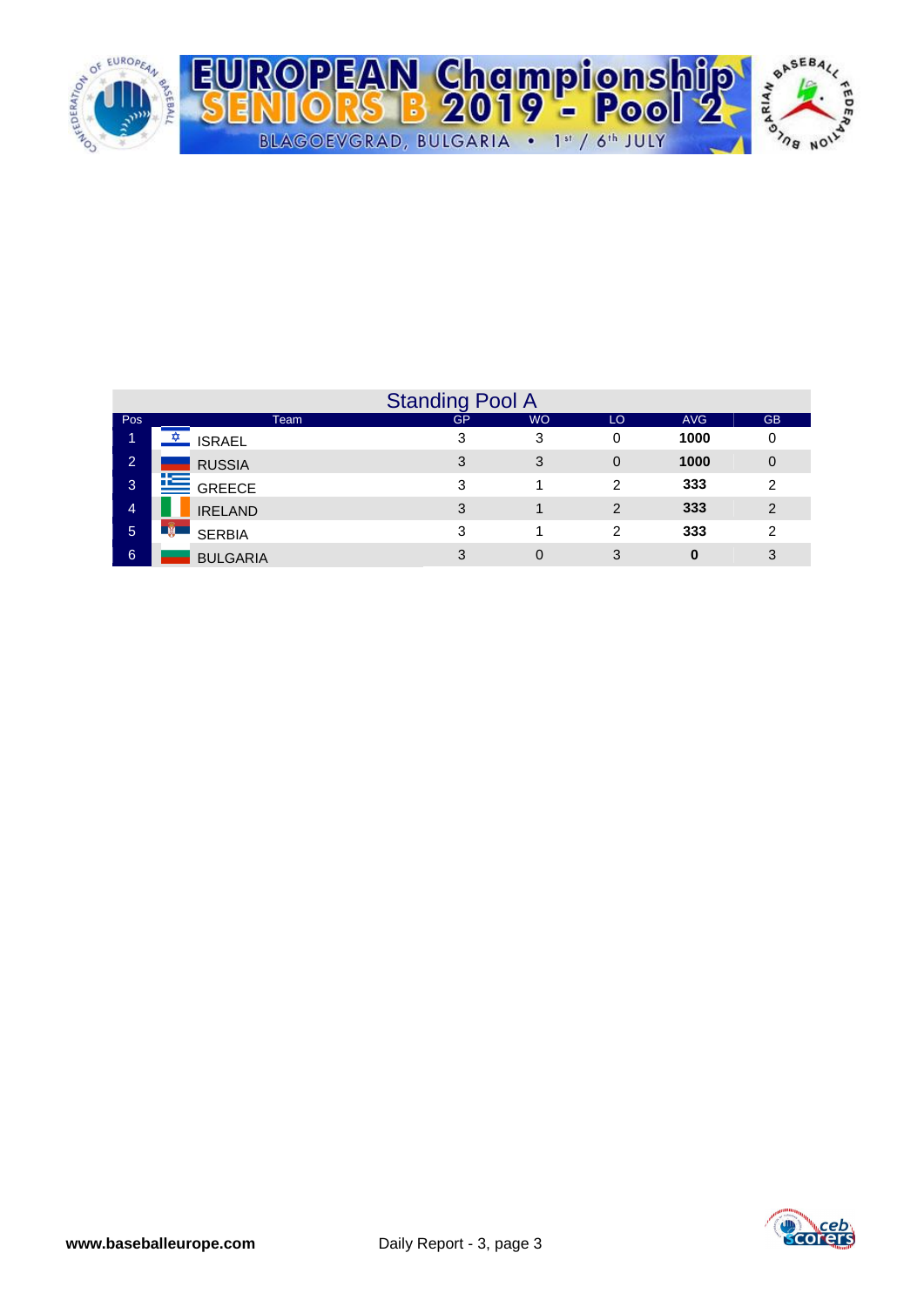# EUROPEAN Championship SENIORS B 2019 - Pool 2

BLAGOEVGRAD, BULGARIA • 1st / 6th JULY

## Standing Pool A

| Pos | Team | GP | WO | LO | AVG | GB |
|---|---|---|---|---|---|---|
| 1 | ISRAEL | 3 | 3 | 0 | **1000** | 0 |
| 2 | RUSSIA | 3 | 3 | 0 | **1000** | 0 |
| 3 | GREECE | 3 | 1 | 2 | **333** | 2 |
| 4 | IRELAND | 3 | 1 | 2 | **333** | 2 |
| 5 | SERBIA | 3 | 1 | 2 | **333** | 2 |
| 6 | BULGARIA | 3 | 0 | 3 | **0** | 3 |

**www.baseballeurope.com** Daily Report - 3, page 3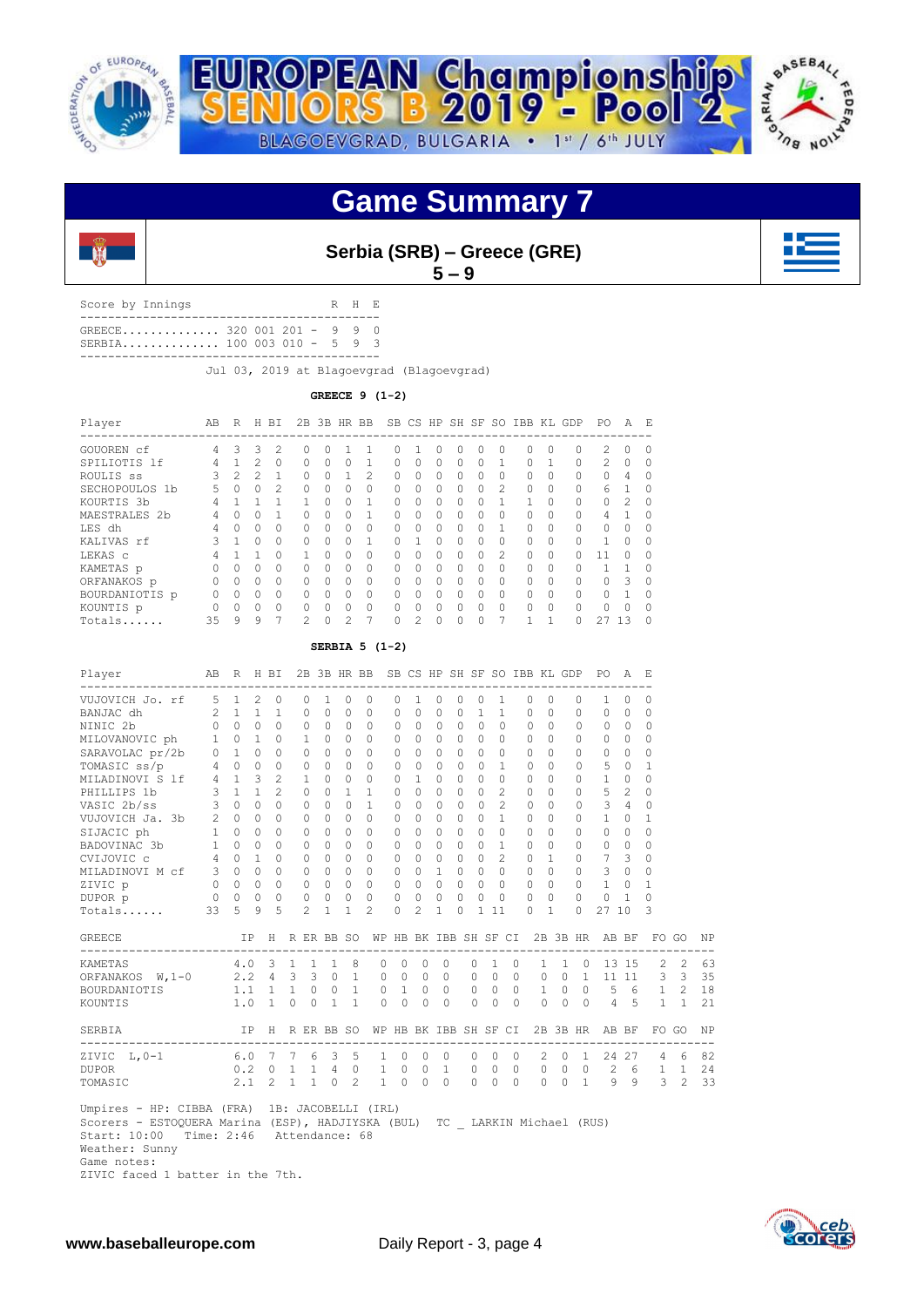# EUROPEAN Championship SENIORS B 2019 - Pool 2

BLAGOEVGRAD, BULGARIA • 1st / 6th JULY

# Game Summary 7

**Serbia (SRB) – Greece (GRE)**
**5 – 9**

| Score by Innings | | R | H | E |
|---|---|---|---|---|
| GREECE | 320 001 201 | 9 | 9 | 0 |
| SERBIA | 100 003 010 | 5 | 9 | 3 |

Jul 03, 2019 at Blagoevgrad (Blagoevgrad)

**GREECE 9 (1-2)**

| Player | AB | R | H | BI | 2B | 3B | HR | BB | SB | CS | HP | SH | SF | SO | IBB | KL | GDP | PO | A | E |
|---|---|---|---|---|---|---|---|---|---|---|---|---|---|---|---|---|---|---|---|---|
| GOUOREN cf | 4 | 3 | 3 | 2 | 0 | 0 | 1 | 1 | 0 | 1 | 0 | 0 | 0 | 0 | 0 | 0 | 0 | 2 | 0 | 0 |
| SPILIOTIS lf | 4 | 1 | 2 | 0 | 0 | 0 | 0 | 1 | 0 | 0 | 0 | 0 | 0 | 1 | 0 | 1 | 0 | 2 | 0 | 0 |
| ROULIS ss | 3 | 2 | 2 | 1 | 0 | 0 | 1 | 2 | 0 | 0 | 0 | 0 | 0 | 0 | 0 | 0 | 0 | 0 | 4 | 0 |
| SECHOPOULOS 1b | 5 | 0 | 0 | 2 | 0 | 0 | 0 | 0 | 0 | 0 | 0 | 0 | 0 | 2 | 0 | 0 | 0 | 6 | 1 | 0 |
| KOURTIS 3b | 4 | 1 | 1 | 1 | 1 | 0 | 0 | 1 | 0 | 0 | 0 | 0 | 0 | 1 | 1 | 0 | 0 | 0 | 2 | 0 |
| MAESTRALES 2b | 4 | 0 | 0 | 1 | 0 | 0 | 0 | 1 | 0 | 0 | 0 | 0 | 0 | 0 | 0 | 0 | 0 | 4 | 1 | 0 |
| LES dh | 4 | 0 | 0 | 0 | 0 | 0 | 0 | 0 | 0 | 0 | 0 | 0 | 0 | 1 | 0 | 0 | 0 | 0 | 0 | 0 |
| KALIVAS rf | 3 | 1 | 0 | 0 | 0 | 0 | 0 | 1 | 0 | 1 | 0 | 0 | 0 | 0 | 0 | 0 | 0 | 1 | 0 | 0 |
| LEKAS c | 4 | 1 | 1 | 0 | 1 | 0 | 0 | 0 | 0 | 0 | 0 | 0 | 0 | 2 | 0 | 0 | 0 | 11 | 0 | 0 |
| KAMETAS p | 0 | 0 | 0 | 0 | 0 | 0 | 0 | 0 | 0 | 0 | 0 | 0 | 0 | 0 | 0 | 0 | 0 | 1 | 1 | 0 |
| ORFANAKOS p | 0 | 0 | 0 | 0 | 0 | 0 | 0 | 0 | 0 | 0 | 0 | 0 | 0 | 0 | 0 | 0 | 0 | 0 | 3 | 0 |
| BOURDANIOTIS p | 0 | 0 | 0 | 0 | 0 | 0 | 0 | 0 | 0 | 0 | 0 | 0 | 0 | 0 | 0 | 0 | 0 | 0 | 1 | 0 |
| KOUNTIS p | 0 | 0 | 0 | 0 | 0 | 0 | 0 | 0 | 0 | 0 | 0 | 0 | 0 | 0 | 0 | 0 | 0 | 0 | 0 | 0 |
| Totals...... | 35 | 9 | 9 | 7 | 2 | 0 | 2 | 7 | 0 | 2 | 0 | 0 | 0 | 7 | 1 | 1 | 0 | 27 | 13 | 0 |

**SERBIA 5 (1-2)**

| Player | AB | R | H | BI | 2B | 3B | HR | BB | SB | CS | HP | SH | SF | SO | IBB | KL | GDP | PO | A | E |
|---|---|---|---|---|---|---|---|---|---|---|---|---|---|---|---|---|---|---|---|---|
| VUJOVICH Jo. rf | 5 | 1 | 2 | 0 | 0 | 1 | 0 | 0 | 0 | 1 | 0 | 0 | 0 | 1 | 0 | 0 | 0 | 1 | 0 | 0 |
| BANJAC dh | 2 | 1 | 1 | 1 | 0 | 0 | 0 | 0 | 0 | 0 | 0 | 0 | 1 | 1 | 0 | 0 | 0 | 0 | 0 | 0 |
| NINIC 2b | 0 | 0 | 0 | 0 | 0 | 0 | 0 | 0 | 0 | 0 | 0 | 0 | 0 | 0 | 0 | 0 | 0 | 0 | 0 | 0 |
| MILOVANOVIC ph | 1 | 0 | 1 | 0 | 1 | 0 | 0 | 0 | 0 | 0 | 0 | 0 | 0 | 0 | 0 | 0 | 0 | 0 | 0 | 0 |
| SARAVOLAC pr/2b | 0 | 1 | 0 | 0 | 0 | 0 | 0 | 0 | 0 | 0 | 0 | 0 | 0 | 0 | 0 | 0 | 0 | 0 | 0 | 0 |
| TOMASIC ss/p | 4 | 0 | 0 | 0 | 0 | 0 | 0 | 0 | 0 | 0 | 0 | 0 | 0 | 1 | 0 | 0 | 0 | 5 | 0 | 1 |
| MILADINOVI S lf | 4 | 1 | 3 | 2 | 1 | 0 | 0 | 0 | 0 | 1 | 0 | 0 | 0 | 0 | 0 | 0 | 0 | 1 | 0 | 0 |
| PHILLIPS 1b | 3 | 1 | 1 | 2 | 0 | 0 | 1 | 1 | 0 | 0 | 0 | 0 | 0 | 2 | 0 | 0 | 0 | 5 | 2 | 0 |
| VASIC 2b/ss | 3 | 0 | 0 | 0 | 0 | 0 | 0 | 1 | 0 | 0 | 0 | 0 | 0 | 2 | 0 | 0 | 0 | 3 | 4 | 0 |
| VUJOVICH Ja. 3b | 2 | 0 | 0 | 0 | 0 | 0 | 0 | 0 | 0 | 0 | 0 | 0 | 0 | 1 | 0 | 0 | 0 | 1 | 0 | 1 |
| SIJACIC ph | 1 | 0 | 0 | 0 | 0 | 0 | 0 | 0 | 0 | 0 | 0 | 0 | 0 | 0 | 0 | 0 | 0 | 0 | 0 | 0 |
| BADOVINAC 3b | 1 | 0 | 0 | 0 | 0 | 0 | 0 | 0 | 0 | 0 | 0 | 0 | 0 | 1 | 0 | 0 | 0 | 0 | 0 | 0 |
| CVIJOVIC c | 4 | 0 | 1 | 0 | 0 | 0 | 0 | 0 | 0 | 0 | 0 | 0 | 0 | 2 | 0 | 1 | 0 | 7 | 3 | 0 |
| MILADINOVI M cf | 3 | 0 | 0 | 0 | 0 | 0 | 0 | 0 | 0 | 0 | 1 | 0 | 0 | 0 | 0 | 0 | 0 | 3 | 0 | 0 |
| ZIVIC p | 0 | 0 | 0 | 0 | 0 | 0 | 0 | 0 | 0 | 0 | 0 | 0 | 0 | 0 | 0 | 0 | 0 | 1 | 0 | 1 |
| DUPOR p | 0 | 0 | 0 | 0 | 0 | 0 | 0 | 0 | 0 | 0 | 0 | 0 | 0 | 0 | 0 | 0 | 0 | 0 | 1 | 0 |
| Totals...... | 33 | 5 | 9 | 5 | 2 | 1 | 1 | 2 | 0 | 2 | 1 | 0 | 1 | 11 | 0 | 1 | 0 | 27 | 10 | 3 |

| GREECE | IP | H | R | ER | BB | SO | WP | HB | BK | IBB | SH | SF | CI | 2B | 3B | HR | AB | BF | FO | GO | NP |
|---|---|---|---|---|---|---|---|---|---|---|---|---|---|---|---|---|---|---|---|---|---|
| KAMETAS | 4.0 | 3 | 1 | 1 | 1 | 8 | 0 | 0 | 0 | 0 | 0 | 1 | 0 | 1 | 1 | 0 | 13 | 15 | 2 | 2 | 63 |
| ORFANAKOS W,1-0 | 2.2 | 4 | 3 | 3 | 0 | 1 | 0 | 0 | 0 | 0 | 0 | 0 | 0 | 0 | 0 | 1 | 11 | 11 | 3 | 3 | 35 |
| BOURDANIOTIS | 1.1 | 1 | 1 | 0 | 0 | 1 | 0 | 1 | 0 | 0 | 0 | 0 | 0 | 1 | 0 | 0 | 5 | 6 | 1 | 2 | 18 |
| KOUNTIS | 1.0 | 1 | 0 | 0 | 1 | 1 | 0 | 0 | 0 | 0 | 0 | 0 | 0 | 0 | 0 | 0 | 4 | 5 | 1 | 1 | 21 |

| SERBIA | IP | H | R | ER | BB | SO | WP | HB | BK | IBB | SH | SF | CI | 2B | 3B | HR | AB | BF | FO | GO | NP |
|---|---|---|---|---|---|---|---|---|---|---|---|---|---|---|---|---|---|---|---|---|---|
| ZIVIC L,0-1 | 6.0 | 7 | 7 | 6 | 3 | 5 | 1 | 0 | 0 | 0 | 0 | 0 | 0 | 2 | 0 | 1 | 24 | 27 | 4 | 6 | 82 |
| DUPOR | 0.2 | 0 | 1 | 1 | 4 | 0 | 1 | 0 | 0 | 1 | 0 | 0 | 0 | 0 | 0 | 0 | 2 | 6 | 1 | 1 | 24 |
| TOMASIC | 2.1 | 2 | 1 | 1 | 0 | 2 | 1 | 0 | 0 | 0 | 0 | 0 | 0 | 0 | 0 | 1 | 9 | 9 | 3 | 2 | 33 |

Umpires - HP: CIBBA (FRA) 1B: JACOBELLI (IRL)
Scorers - ESTOQUERA Marina (ESP), HADJIYSKA (BUL) TC _ LARKIN Michael (RUS)
Start: 10:00 Time: 2:46 Attendance: 68
Weather: Sunny
Game notes:
ZIVIC faced 1 batter in the 7th.

www.baseballeurope.com Daily Report - 3, page 4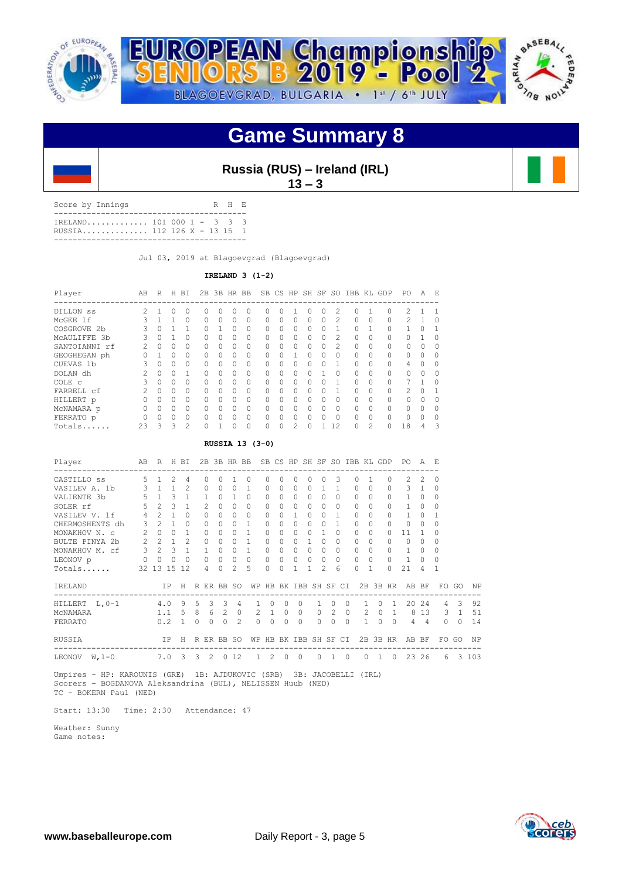# EUROPEAN Championship SENIORS B 2019 - Pool 2

BLAGOEVGRAD, BULGARIA • 1st / 6th JULY

## Game Summary 8

**Russia (RUS) – Ireland (IRL)**
**13 – 3**

| Score by Innings | | R | H | E |
|---|---|---|---|---|
| IRELAND | 101 000 1 | 3 | 3 | 3 |
| RUSSIA | 112 126 X | 13 | 15 | 1 |

Jul 03, 2019 at Blagoevgrad (Blagoevgrad)

### IRELAND 3 (1-2)

| Player | AB | R | H | BI | 2B | 3B | HR | BB | SB | CS | HP | SH | SF | SO | IBB | KL | GDP | PO | A | E |
|---|---|---|---|---|---|---|---|---|---|---|---|---|---|---|---|---|---|---|---|---|
| DILLON ss | 2 | 1 | 0 | 0 | 0 | 0 | 0 | 0 | 0 | 0 | 1 | 0 | 0 | 2 | 0 | 1 | 0 | 2 | 1 | 1 |
| McGEE lf | 3 | 1 | 1 | 0 | 0 | 0 | 0 | 0 | 0 | 0 | 0 | 0 | 0 | 2 | 0 | 0 | 0 | 2 | 1 | 0 |
| COSGROVE 2b | 3 | 0 | 1 | 1 | 0 | 1 | 0 | 0 | 0 | 0 | 0 | 0 | 0 | 1 | 0 | 1 | 0 | 1 | 0 | 1 |
| McAULIFFE 3b | 3 | 0 | 1 | 0 | 0 | 0 | 0 | 0 | 0 | 0 | 0 | 0 | 0 | 2 | 0 | 0 | 0 | 0 | 1 | 0 |
| SANTOIANNI rf | 2 | 0 | 0 | 0 | 0 | 0 | 0 | 0 | 0 | 0 | 0 | 0 | 0 | 2 | 0 | 0 | 0 | 0 | 0 | 0 |
| GEOGHEGAN ph | 0 | 1 | 0 | 0 | 0 | 0 | 0 | 0 | 0 | 0 | 1 | 0 | 0 | 0 | 0 | 0 | 0 | 0 | 0 | 0 |
| CUEVAS 1b | 3 | 0 | 0 | 0 | 0 | 0 | 0 | 0 | 0 | 0 | 0 | 0 | 0 | 1 | 0 | 0 | 0 | 4 | 0 | 0 |
| DOLAN dh | 2 | 0 | 0 | 1 | 0 | 0 | 0 | 0 | 0 | 0 | 0 | 0 | 1 | 0 | 0 | 0 | 0 | 0 | 0 | 0 |
| COLE c | 3 | 0 | 0 | 0 | 0 | 0 | 0 | 0 | 0 | 0 | 0 | 0 | 0 | 1 | 0 | 0 | 0 | 7 | 1 | 0 |
| FARRELL cf | 2 | 0 | 0 | 0 | 0 | 0 | 0 | 0 | 0 | 0 | 0 | 0 | 0 | 1 | 0 | 0 | 0 | 2 | 0 | 1 |
| HILLERT p | 0 | 0 | 0 | 0 | 0 | 0 | 0 | 0 | 0 | 0 | 0 | 0 | 0 | 0 | 0 | 0 | 0 | 0 | 0 | 0 |
| McNAMARA p | 0 | 0 | 0 | 0 | 0 | 0 | 0 | 0 | 0 | 0 | 0 | 0 | 0 | 0 | 0 | 0 | 0 | 0 | 0 | 0 |
| FERRATO p | 0 | 0 | 0 | 0 | 0 | 0 | 0 | 0 | 0 | 0 | 0 | 0 | 0 | 0 | 0 | 0 | 0 | 0 | 0 | 0 |
| Totals...... | 23 | 3 | 3 | 2 | 0 | 1 | 0 | 0 | 0 | 0 | 2 | 0 | 1 | 12 | 0 | 2 | 0 | 18 | 4 | 3 |

### RUSSIA 13 (3-0)

| Player | AB | R | H | BI | 2B | 3B | HR | BB | SB | CS | HP | SH | SF | SO | IBB | KL | GDP | PO | A | E |
|---|---|---|---|---|---|---|---|---|---|---|---|---|---|---|---|---|---|---|---|---|
| CASTILLO ss | 5 | 1 | 2 | 4 | 0 | 0 | 1 | 0 | 0 | 0 | 0 | 0 | 0 | 3 | 0 | 1 | 0 | 2 | 2 | 0 |
| VASILEV A. 1b | 3 | 1 | 1 | 2 | 0 | 0 | 0 | 1 | 0 | 0 | 0 | 0 | 1 | 1 | 0 | 0 | 0 | 3 | 1 | 0 |
| VALIENTE 3b | 5 | 1 | 3 | 1 | 1 | 0 | 1 | 0 | 0 | 0 | 0 | 0 | 0 | 0 | 0 | 0 | 0 | 1 | 0 | 0 |
| SOLER rf | 5 | 2 | 3 | 1 | 2 | 0 | 0 | 0 | 0 | 0 | 0 | 0 | 0 | 0 | 0 | 0 | 0 | 1 | 0 | 0 |
| VASILEV V. lf | 4 | 2 | 1 | 0 | 0 | 0 | 0 | 0 | 0 | 0 | 1 | 0 | 0 | 1 | 0 | 0 | 0 | 1 | 0 | 1 |
| CHERMOSHENTS dh | 3 | 2 | 1 | 0 | 0 | 0 | 0 | 1 | 0 | 0 | 0 | 0 | 0 | 1 | 0 | 0 | 0 | 0 | 0 | 0 |
| MONAKHOV N. c | 2 | 0 | 0 | 1 | 0 | 0 | 0 | 1 | 0 | 0 | 0 | 0 | 1 | 0 | 0 | 0 | 0 | 11 | 1 | 0 |
| BULTE PINYA 2b | 2 | 2 | 1 | 2 | 0 | 0 | 0 | 1 | 0 | 0 | 0 | 1 | 0 | 0 | 0 | 0 | 0 | 0 | 0 | 0 |
| MONAKHOV M. cf | 3 | 2 | 3 | 1 | 1 | 0 | 0 | 1 | 0 | 0 | 0 | 0 | 0 | 0 | 0 | 0 | 0 | 1 | 0 | 0 |
| LEONOV p | 0 | 0 | 0 | 0 | 0 | 0 | 0 | 0 | 0 | 0 | 0 | 0 | 0 | 0 | 0 | 0 | 0 | 1 | 0 | 0 |
| Totals...... | 32 | 13 | 15 | 12 | 4 | 0 | 2 | 5 | 0 | 0 | 1 | 1 | 2 | 6 | 0 | 1 | 0 | 21 | 4 | 1 |

| IRELAND | IP | H | R | ER | BB | SO | WP | HB | BK | IBB | SH | SF | CI | 2B | 3B | HR | AB | BF | FO | GO | NP |
|---|---|---|---|---|---|---|---|---|---|---|---|---|---|---|---|---|---|---|---|---|---|
| HILLERT L,0-1 | 4.0 | 9 | 5 | 3 | 3 | 4 | 1 | 0 | 0 | 0 | 1 | 0 | 0 | 1 | 0 | 1 | 20 | 24 | 4 | 3 | 92 |
| McNAMARA | 1.1 | 5 | 8 | 6 | 2 | 0 | 2 | 1 | 0 | 0 | 0 | 2 | 0 | 2 | 0 | 1 | 8 | 13 | 3 | 1 | 51 |
| FERRATO | 0.2 | 1 | 0 | 0 | 0 | 2 | 0 | 0 | 0 | 0 | 0 | 0 | 0 | 1 | 0 | 0 | 4 | 4 | 0 | 0 | 14 |

| RUSSIA | IP | H | R | ER | BB | SO | WP | HB | BK | IBB | SH | SF | CI | 2B | 3B | HR | AB | BF | FO | GO | NP |
|---|---|---|---|---|---|---|---|---|---|---|---|---|---|---|---|---|---|---|---|---|---|
| LEONOV W,1-0 | 7.0 | 3 | 3 | 2 | 0 | 12 | 1 | 2 | 0 | 0 | 0 | 1 | 0 | 0 | 1 | 0 | 23 | 26 | 6 | 3 | 103 |

Umpires - HP: KAROUNIS (GRE) 1B: AJDUKOVIC (SRB) 3B: JACOBELLI (IRL)
Scorers - BOGDANOVA Aleksandrina (BUL), NELISSEN Huub (NED)
TC - BOKERN Paul (NED)

Start: 13:30 Time: 2:30 Attendance: 47

Weather: Sunny
Game notes:

www.baseballeurope.com Daily Report - 3, page 5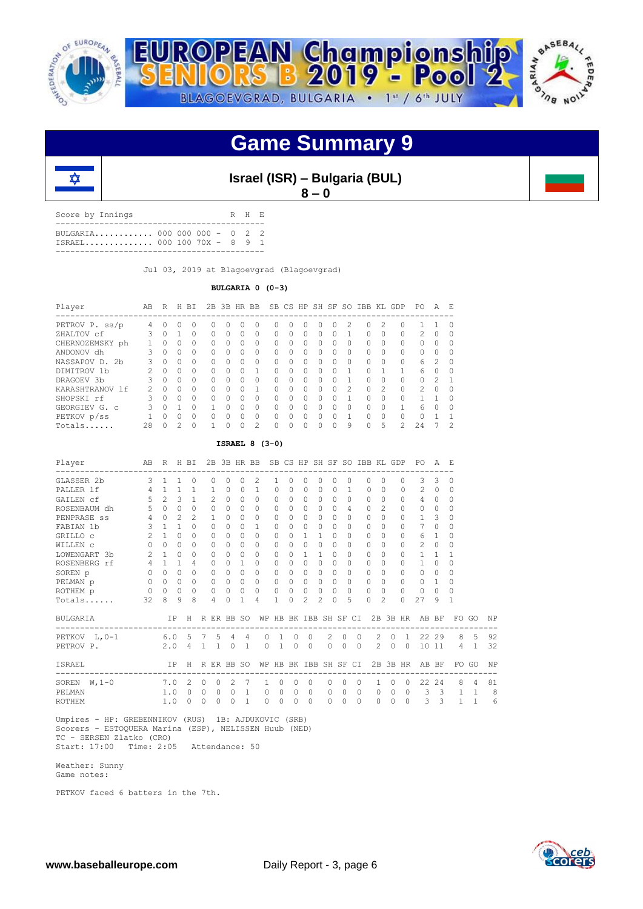# Game Summary 9

**Israel (ISR) – Bulgaria (BUL)**
**8 – 0**

| Score by Innings | | R | H | E |
|---|---|---|---|---|
| BULGARIA | 000 000 000 | 0 | 2 | 2 |
| ISRAEL | 000 100 70X | 8 | 9 | 1 |

Jul 03, 2019 at Blagoevgrad (Blagoevgrad)

**BULGARIA 0 (0-3)**

| Player | AB | R | H | BI | 2B | 3B | HR | BB | SB | CS | HP | SH | SF | SO | IBB | KL | GDP | PO | A | E |
|---|---|---|---|---|---|---|---|---|---|---|---|---|---|---|---|---|---|---|---|---|
| PETROV P. ss/p | 4 | 0 | 0 | 0 | 0 | 0 | 0 | 0 | 0 | 0 | 0 | 0 | 0 | 2 | 0 | 2 | 0 | 1 | 1 | 0 |
| ZHALTOV cf | 3 | 0 | 1 | 0 | 0 | 0 | 0 | 0 | 0 | 0 | 0 | 0 | 0 | 1 | 0 | 0 | 0 | 2 | 0 | 0 |
| CHERNOZEMSKY ph | 1 | 0 | 0 | 0 | 0 | 0 | 0 | 0 | 0 | 0 | 0 | 0 | 0 | 0 | 0 | 0 | 0 | 0 | 0 | 0 |
| ANDONOV dh | 3 | 0 | 0 | 0 | 0 | 0 | 0 | 0 | 0 | 0 | 0 | 0 | 0 | 0 | 0 | 0 | 0 | 0 | 0 | 0 |
| NASSAPOV D. 2b | 3 | 0 | 0 | 0 | 0 | 0 | 0 | 0 | 0 | 0 | 0 | 0 | 0 | 0 | 0 | 0 | 0 | 6 | 2 | 0 |
| DIMITROV 1b | 2 | 0 | 0 | 0 | 0 | 0 | 0 | 1 | 0 | 0 | 0 | 0 | 0 | 1 | 0 | 1 | 1 | 6 | 0 | 0 |
| DRAGOEV 3b | 3 | 0 | 0 | 0 | 0 | 0 | 0 | 0 | 0 | 0 | 0 | 0 | 0 | 1 | 0 | 0 | 0 | 0 | 2 | 1 |
| KARASHTRANOV lf | 2 | 0 | 0 | 0 | 0 | 0 | 0 | 1 | 0 | 0 | 0 | 0 | 0 | 2 | 0 | 2 | 0 | 2 | 0 | 0 |
| SHOPSKI rf | 3 | 0 | 0 | 0 | 0 | 0 | 0 | 0 | 0 | 0 | 0 | 0 | 0 | 1 | 0 | 0 | 0 | 1 | 1 | 0 |
| GEORGIEV G. c | 3 | 0 | 1 | 0 | 1 | 0 | 0 | 0 | 0 | 0 | 0 | 0 | 0 | 0 | 0 | 0 | 1 | 6 | 0 | 0 |
| PETKOV p/ss | 1 | 0 | 0 | 0 | 0 | 0 | 0 | 0 | 0 | 0 | 0 | 0 | 0 | 1 | 0 | 0 | 0 | 0 | 1 | 1 |
| Totals...... | 28 | 0 | 2 | 0 | 1 | 0 | 0 | 2 | 0 | 0 | 0 | 0 | 0 | 9 | 0 | 5 | 2 | 24 | 7 | 2 |

**ISRAEL 8 (3-0)**

| Player | AB | R | H | BI | 2B | 3B | HR | BB | SB | CS | HP | SH | SF | SO | IBB | KL | GDP | PO | A | E |
|---|---|---|---|---|---|---|---|---|---|---|---|---|---|---|---|---|---|---|---|---|
| GLASSER 2b | 3 | 1 | 1 | 0 | 0 | 0 | 0 | 2 | 1 | 0 | 0 | 0 | 0 | 0 | 0 | 0 | 0 | 3 | 3 | 0 |
| PALLER lf | 4 | 1 | 1 | 1 | 1 | 0 | 0 | 1 | 0 | 0 | 0 | 0 | 0 | 1 | 0 | 0 | 0 | 2 | 0 | 0 |
| GAILEN cf | 5 | 2 | 3 | 1 | 2 | 0 | 0 | 0 | 0 | 0 | 0 | 0 | 0 | 0 | 0 | 0 | 0 | 4 | 0 | 0 |
| ROSENBAUM dh | 5 | 0 | 0 | 0 | 0 | 0 | 0 | 0 | 0 | 0 | 0 | 0 | 0 | 4 | 0 | 2 | 0 | 0 | 0 | 0 |
| PENPRASE ss | 4 | 0 | 2 | 2 | 1 | 0 | 0 | 0 | 0 | 0 | 0 | 0 | 0 | 0 | 0 | 0 | 0 | 1 | 3 | 0 |
| FABIAN 1b | 3 | 1 | 1 | 0 | 0 | 0 | 0 | 1 | 0 | 0 | 0 | 0 | 0 | 0 | 0 | 0 | 0 | 7 | 0 | 0 |
| GRILLO c | 2 | 1 | 0 | 0 | 0 | 0 | 0 | 0 | 0 | 0 | 1 | 1 | 0 | 0 | 0 | 0 | 0 | 6 | 1 | 0 |
| WILLEN c | 0 | 0 | 0 | 0 | 0 | 0 | 0 | 0 | 0 | 0 | 0 | 0 | 0 | 0 | 0 | 0 | 0 | 2 | 0 | 0 |
| LOWENGART 3b | 2 | 1 | 0 | 0 | 0 | 0 | 0 | 0 | 0 | 0 | 1 | 1 | 0 | 0 | 0 | 0 | 0 | 1 | 1 | 1 |
| ROSENBERG rf | 4 | 1 | 1 | 4 | 0 | 0 | 1 | 0 | 0 | 0 | 0 | 0 | 0 | 0 | 0 | 0 | 0 | 1 | 0 | 0 |
| SOREN p | 0 | 0 | 0 | 0 | 0 | 0 | 0 | 0 | 0 | 0 | 0 | 0 | 0 | 0 | 0 | 0 | 0 | 0 | 0 | 0 |
| PELMAN p | 0 | 0 | 0 | 0 | 0 | 0 | 0 | 0 | 0 | 0 | 0 | 0 | 0 | 0 | 0 | 0 | 0 | 0 | 1 | 0 |
| ROTHEM p | 0 | 0 | 0 | 0 | 0 | 0 | 0 | 0 | 0 | 0 | 0 | 0 | 0 | 0 | 0 | 0 | 0 | 0 | 0 | 0 |
| Totals...... | 32 | 8 | 9 | 8 | 4 | 0 | 1 | 4 | 1 | 0 | 2 | 2 | 0 | 5 | 0 | 2 | 0 | 27 | 9 | 1 |

| BULGARIA | IP | H | R | ER | BB | SO | WP | HB | BK | IBB | SH | SF | CI | 2B | 3B | HR | AB | BF | FO | GO | NP |
|---|---|---|---|---|---|---|---|---|---|---|---|---|---|---|---|---|---|---|---|---|---|
| PETKOV L,0-1 | 6.0 | 5 | 7 | 5 | 4 | 4 | 0 | 1 | 0 | 0 | 2 | 0 | 0 | 2 | 0 | 1 | 22 | 29 | 8 | 5 | 92 |
| PETROV P. | 2.0 | 4 | 1 | 1 | 0 | 1 | 0 | 1 | 0 | 0 | 0 | 0 | 0 | 2 | 0 | 0 | 10 | 11 | 4 | 1 | 32 |

| ISRAEL | IP | H | R | ER | BB | SO | WP | HB | BK | IBB | SH | SF | CI | 2B | 3B | HR | AB | BF | FO | GO | NP |
|---|---|---|---|---|---|---|---|---|---|---|---|---|---|---|---|---|---|---|---|---|---|
| SOREN W,1-0 | 7.0 | 2 | 0 | 0 | 2 | 7 | 1 | 0 | 0 | 0 | 0 | 0 | 0 | 1 | 0 | 0 | 22 | 24 | 8 | 4 | 81 |
| PELMAN | 1.0 | 0 | 0 | 0 | 0 | 1 | 0 | 0 | 0 | 0 | 0 | 0 | 0 | 0 | 0 | 0 | 3 | 3 | 1 | 1 | 8 |
| ROTHEM | 1.0 | 0 | 0 | 0 | 0 | 1 | 0 | 0 | 0 | 0 | 0 | 0 | 0 | 0 | 0 | 0 | 3 | 3 | 1 | 1 | 6 |

Umpires - HP: GREBENNIKOV (RUS) 1B: AJDUKOVIC (SRB)
Scorers - ESTOQUERA Marina (ESP), NELISSEN Huub (NED)
TC - SERSEN Zlatko (CRO)
Start: 17:00 Time: 2:05 Attendance: 50

Weather: Sunny
Game notes:

PETKOV faced 6 batters in the 7th.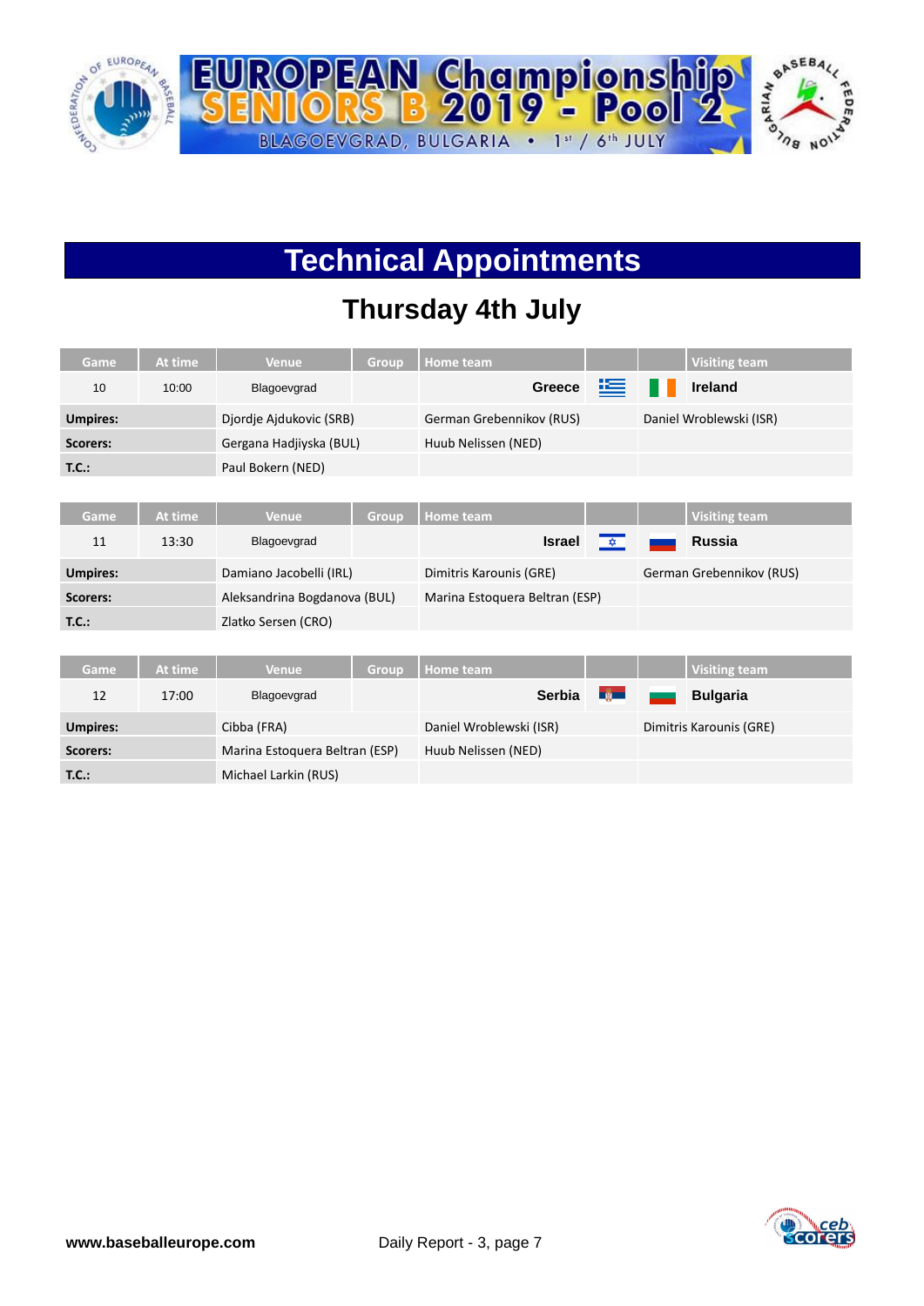# Technical Appointments

## Thursday 4th July

| Game | At time | Venue | Group | Home team | | | Visiting team |
|---|---|---|---|---|---|---|---|
| 10 | 10:00 | Blagoevgrad | | **Greece** | | | **Ireland** |
| **Umpires:** | | Djordje Ajdukovic (SRB) | | German Grebennikov (RUS) | | | Daniel Wroblewski (ISR) |
| **Scorers:** | | Gergana Hadjiyska (BUL) | | Huub Nelissen (NED) | | | |
| **T.C.:** | | Paul Bokern (NED) | | | | | |

| Game | At time | Venue | Group | Home team | | | Visiting team |
|---|---|---|---|---|---|---|---|
| 11 | 13:30 | Blagoevgrad | | **Israel** | | | **Russia** |
| **Umpires:** | | Damiano Jacobelli (IRL) | | Dimitris Karounis (GRE) | | | German Grebennikov (RUS) |
| **Scorers:** | | Aleksandrina Bogdanova (BUL) | | Marina Estoquera Beltran (ESP) | | | |
| **T.C.:** | | Zlatko Sersen (CRO) | | | | | |

| Game | At time | Venue | Group | Home team | | | Visiting team |
|---|---|---|---|---|---|---|---|
| 12 | 17:00 | Blagoevgrad | | **Serbia** | | | **Bulgaria** |
| **Umpires:** | | Cibba (FRA) | | Daniel Wroblewski (ISR) | | | Dimitris Karounis (GRE) |
| **Scorers:** | | Marina Estoquera Beltran (ESP) | | Huub Nelissen (NED) | | | |
| **T.C.:** | | Michael Larkin (RUS) | | | | | |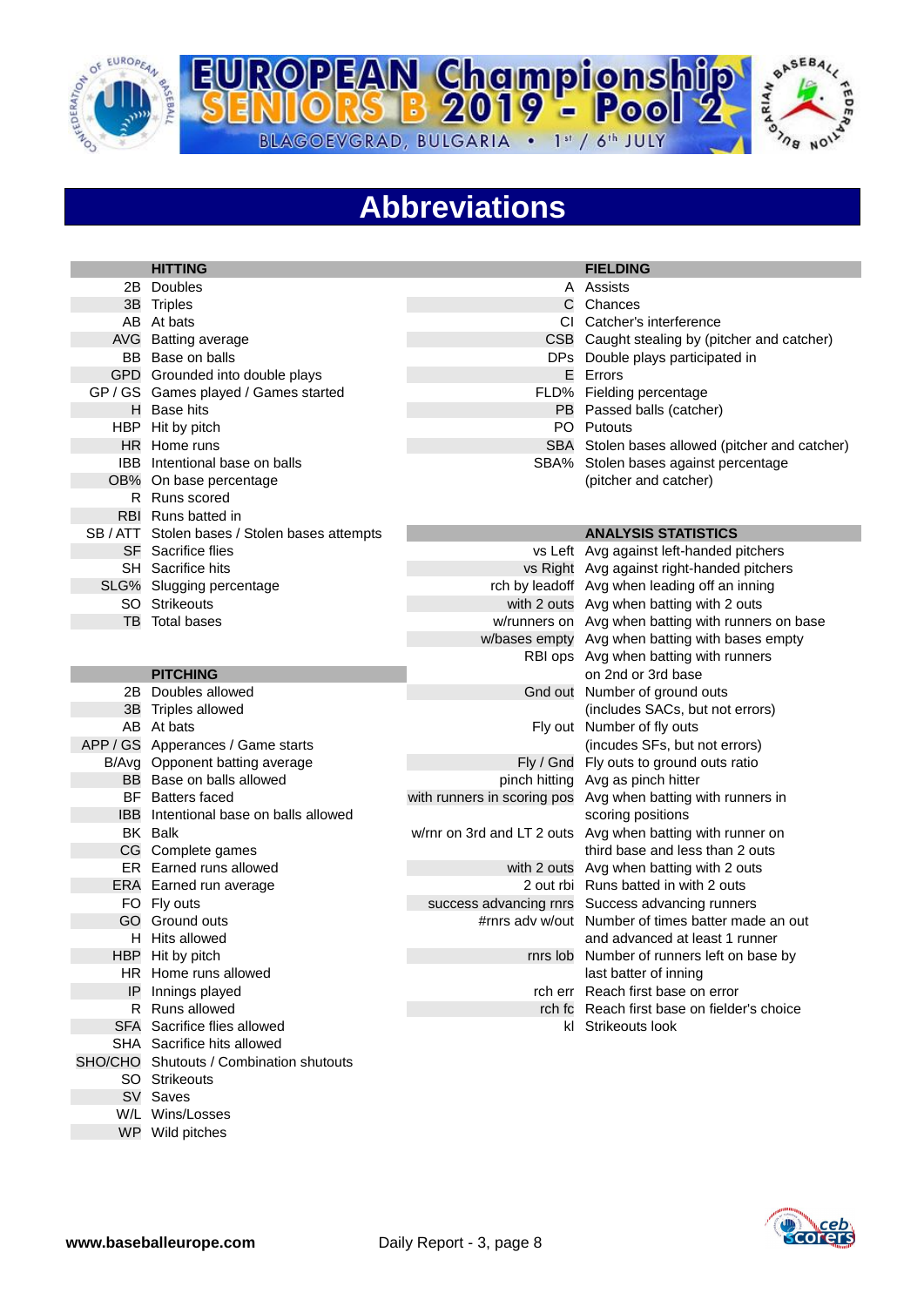# Abbreviations

| HITTING | |
|---|---|
| 2B | Doubles |
| 3B | Triples |
| AB | At bats |
| AVG | Batting average |
| BB | Base on balls |
| GPD | Grounded into double plays |
| GP / GS | Games played / Games started |
| H | Base hits |
| HBP | Hit by pitch |
| HR | Home runs |
| IBB | Intentional base on balls |
| OB% | On base percentage |
| R | Runs scored |
| RBI | Runs batted in |
| SB / ATT | Stolen bases / Stolen bases attempts |
| SF | Sacrifice flies |
| SH | Sacrifice hits |
| SLG% | Slugging percentage |
| SO | Strikeouts |
| TB | Total bases |

| PITCHING | |
|---|---|
| 2B | Doubles allowed |
| 3B | Triples allowed |
| AB | At bats |
| APP / GS | Apperances / Game starts |
| B/Avg | Opponent batting average |
| BB | Base on balls allowed |
| BF | Batters faced |
| IBB | Intentional base on balls allowed |
| BK | Balk |
| CG | Complete games |
| ER | Earned runs allowed |
| ERA | Earned run average |
| FO | Fly outs |
| GO | Ground outs |
| H | Hits allowed |
| HBP | Hit by pitch |
| HR | Home runs allowed |
| IP | Innings played |
| R | Runs allowed |
| SFA | Sacrifice flies allowed |
| SHA | Sacrifice hits allowed |
| SHO/CHO | Shutouts / Combination shutouts |
| SO | Strikeouts |
| SV | Saves |
| W/L | Wins/Losses |
| WP | Wild pitches |

| FIELDING | |
|---|---|
| A | Assists |
| C | Chances |
| CI | Catcher's interference |
| CSB | Caught stealing by (pitcher and catcher) |
| DPs | Double plays participated in |
| E | Errors |
| FLD% | Fielding percentage |
| PB | Passed balls (catcher) |
| PO | Putouts |
| SBA | Stolen bases allowed (pitcher and catcher) |
| SBA% | Stolen bases against percentage (pitcher and catcher) |

| ANALYSIS STATISTICS | |
|---|---|
| vs Left | Avg against left-handed pitchers |
| vs Right | Avg against right-handed pitchers |
| rch by leadoff | Avg when leading off an inning |
| with 2 outs | Avg when batting with 2 outs |
| w/runners on | Avg when batting with runners on base |
| w/bases empty | Avg when batting with bases empty |
| RBI ops | Avg when batting with runners on 2nd or 3rd base |
| Gnd out | Number of ground outs (includes SACs, but not errors) |
| Fly out | Number of fly outs (incudes SFs, but not errors) |
| Fly / Gnd | Fly outs to ground outs ratio |
| pinch hitting | Avg as pinch hitter |
| with runners in scoring pos | Avg when batting with runners in scoring positions |
| w/rnr on 3rd and LT 2 outs | Avg when batting with runner on third base and less than 2 outs |
| with 2 outs | Avg when batting with 2 outs |
| 2 out rbi | Runs batted in with 2 outs |
| success advancing rnrs | Success advancing runners |
| #rnrs adv w/out | Number of times batter made an out and advanced at least 1 runner |
| rnrs lob | Number of runners left on base by last batter of inning |
| rch err | Reach first base on error |
| rch fc | Reach first base on fielder's choice |
| kl | Strikeouts look |